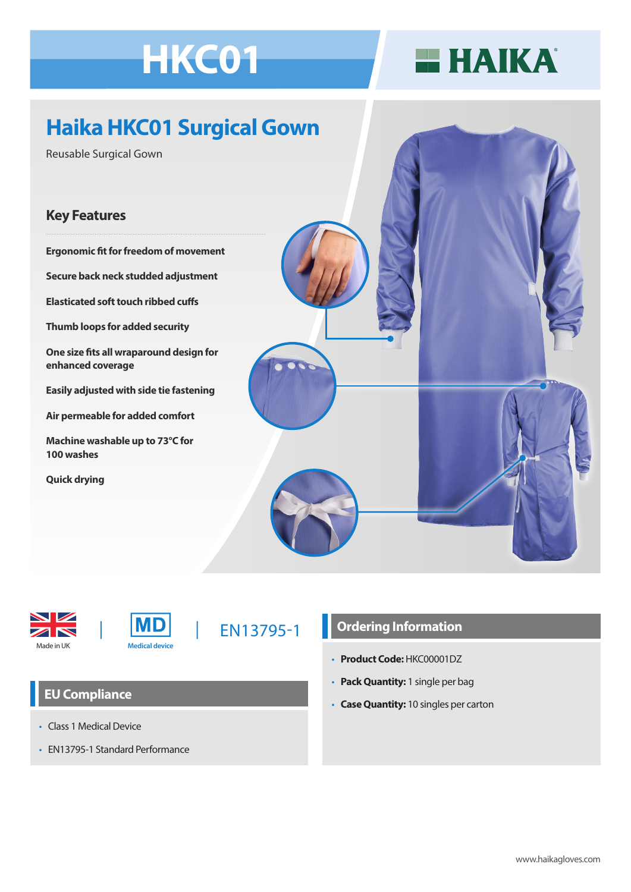# HKC01

HAIKA®

## Haika HKC01 Surgical Gown

Reusable Surgical Gown

### Key Features

**Ergonomic fit for freedom of movement**

**Secure back neck studded adjustment**

**Elasticated soft touch ribbed cuffs**

**Thumb loops for added security**

**One size fits all wraparound design for enhanced coverage**

**Easily adjusted with side tie fastening**

**Air permeable for added comfort**

**Machine washable up to 73°C for 100 washes**

**Quick drying**

Made in UK | MD Medical device | EN13795-1

## EU Compliance

- Class 1 Medical Device
- EN13795-1 Standard Performance

## Ordering Information

- **Product Code:** HKC00001DZ
- **Pack Quantity:** 1 single per bag
- **Case Quantity:** 10 singles per carton

www.haikagloves.com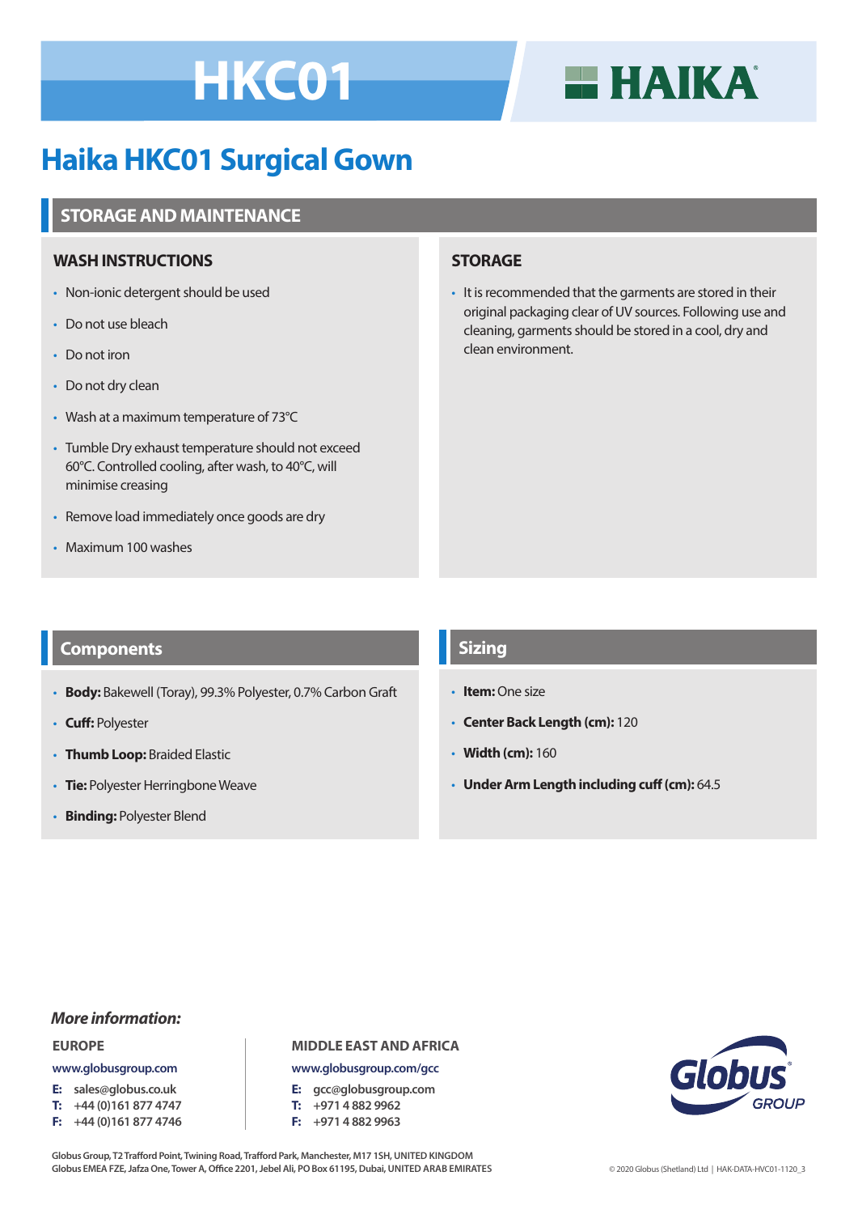# HKC01

HAIKA

## Haika HKC01 Surgical Gown

## STORAGE AND MAINTENANCE

### WASH INSTRUCTIONS

- Non-ionic detergent should be used
- Do not use bleach
- Do not iron
- Do not dry clean
- Wash at a maximum temperature of 73°C
- Tumble Dry exhaust temperature should not exceed 60°C. Controlled cooling, after wash, to 40°C, will minimise creasing
- Remove load immediately once goods are dry
- Maximum 100 washes

### STORAGE

- It is recommended that the garments are stored in their original packaging clear of UV sources. Following use and cleaning, garments should be stored in a cool, dry and clean environment.

## Components

- **Body:** Bakewell (Toray), 99.3% Polyester, 0.7% Carbon Graft
- **Cuff:** Polyester
- **Thumb Loop:** Braided Elastic
- **Tie:** Polyester Herringbone Weave
- **Binding:** Polyester Blend

## Sizing

- **Item:** One size
- **Center Back Length (cm):** 120
- **Width (cm):** 160
- **Under Arm Length including cuff (cm):** 64.5

*More information:*

**EUROPE**

www.globusgroup.com

**E:** sales@globus.co.uk
**T:** +44 (0)161 877 4747
**F:** +44 (0)161 877 4746

**MIDDLE EAST AND AFRICA**

www.globusgroup.com/gcc

**E:** gcc@globusgroup.com
**T:** +971 4 882 9962
**F:** +971 4 882 9963

Globus GROUP

Globus Group, T2 Trafford Point, Twining Road, Trafford Park, Manchester, M17 1SH, UNITED KINGDOM
Globus EMEA FZE, Jafza One, Tower A, Office 2201, Jebel Ali, PO Box 61195, Dubai, UNITED ARAB EMIRATES

© 2020 Globus (Shetland) Ltd | HAK-DATA-HVC01-1120_3